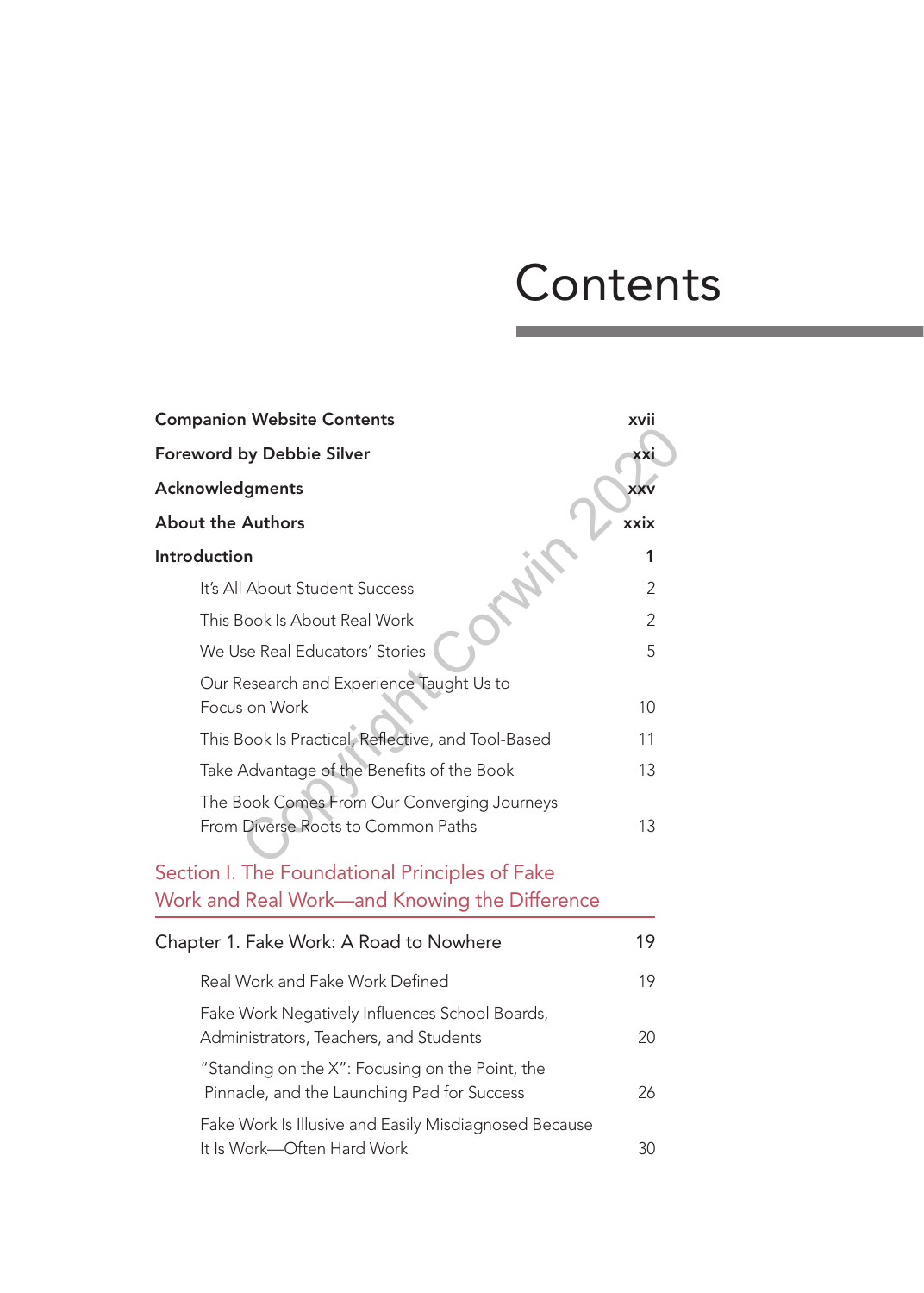# Contents

**Companion Website Contents** xvii

**Foreword by Debbie Silver** xxi

**Acknowledgments** xxv

**About the Authors** xxix

**Introduction** 1

- It's All About Student Success 2
- This Book Is About Real Work 2
- We Use Real Educators' Stories 5
- Our Research and Experience Taught Us to Focus on Work 10
- This Book Is Practical, Reflective, and Tool-Based 11
- Take Advantage of the Benefits of the Book 13
- The Book Comes From Our Converging Journeys From Diverse Roots to Common Paths 13

## Section I. The Foundational Principles of Fake Work and Real Work—and Knowing the Difference

### Chapter 1. Fake Work: A Road to Nowhere 19

- Real Work and Fake Work Defined 19
- Fake Work Negatively Influences School Boards, Administrators, Teachers, and Students 20
- "Standing on the X": Focusing on the Point, the Pinnacle, and the Launching Pad for Success 26
- Fake Work Is Illusive and Easily Misdiagnosed Because It Is Work—Often Hard Work 30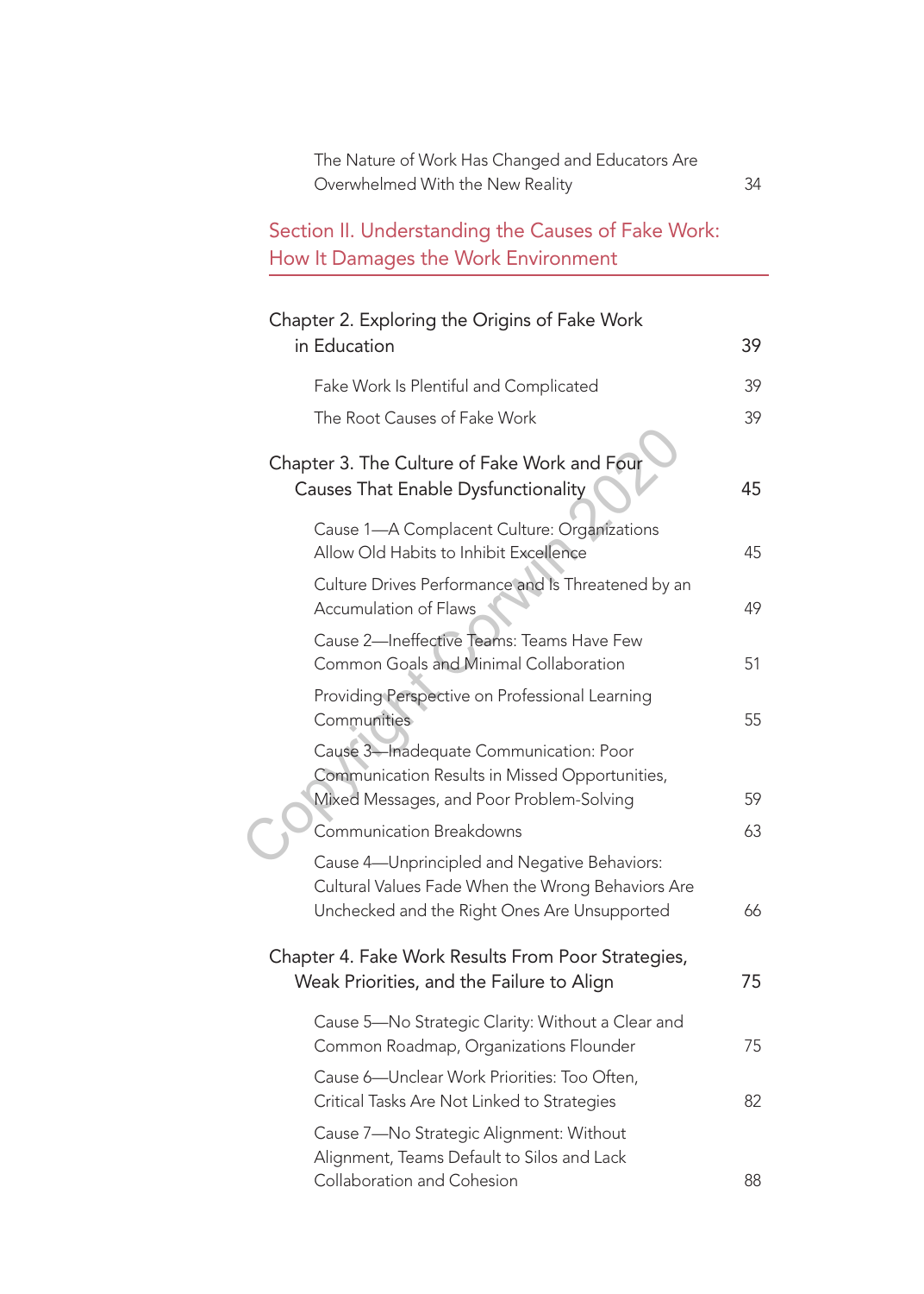The Nature of Work Has Changed and Educators Are Overwhelmed With the New Reality 34

## Section II. Understanding the Causes of Fake Work: How It Damages the Work Environment

Chapter 2. Exploring the Origins of Fake Work in Education 39

Fake Work Is Plentiful and Complicated 39

The Root Causes of Fake Work 39

Chapter 3. The Culture of Fake Work and Four Causes That Enable Dysfunctionality 45

Cause 1—A Complacent Culture: Organizations Allow Old Habits to Inhibit Excellence 45

Culture Drives Performance and Is Threatened by an Accumulation of Flaws 49

Cause 2—Ineffective Teams: Teams Have Few Common Goals and Minimal Collaboration 51

Providing Perspective on Professional Learning Communities 55

Cause 3—Inadequate Communication: Poor Communication Results in Missed Opportunities, Mixed Messages, and Poor Problem-Solving 59

Communication Breakdowns 63

Cause 4—Unprincipled and Negative Behaviors: Cultural Values Fade When the Wrong Behaviors Are Unchecked and the Right Ones Are Unsupported 66

Chapter 4. Fake Work Results From Poor Strategies, Weak Priorities, and the Failure to Align 75

Cause 5—No Strategic Clarity: Without a Clear and Common Roadmap, Organizations Flounder 75

Cause 6—Unclear Work Priorities: Too Often, Critical Tasks Are Not Linked to Strategies 82

Cause 7—No Strategic Alignment: Without Alignment, Teams Default to Silos and Lack Collaboration and Cohesion 88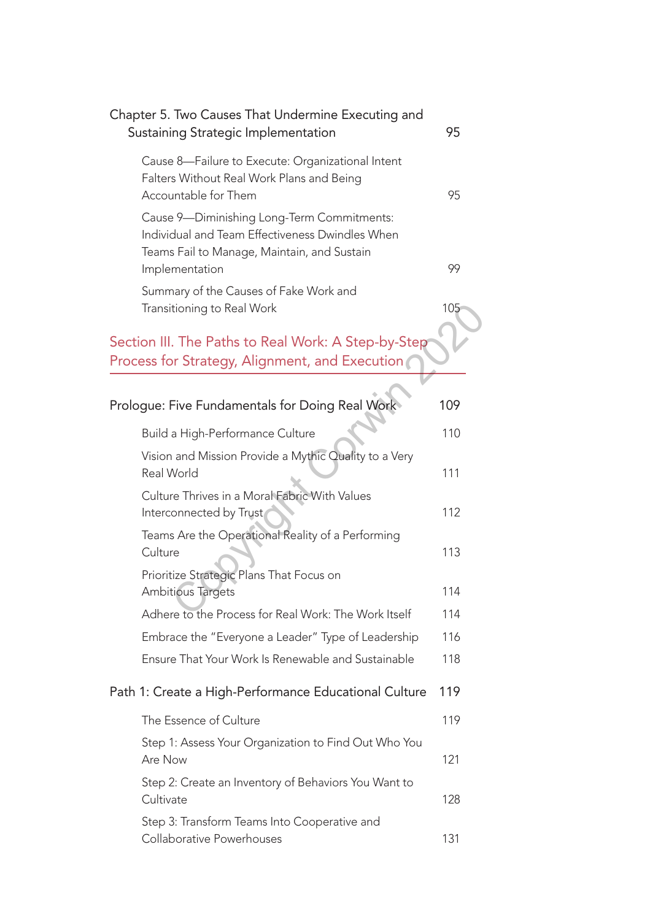Chapter 5. Two Causes That Undermine Executing and Sustaining Strategic Implementation 95

- Cause 8—Failure to Execute: Organizational Intent Falters Without Real Work Plans and Being Accountable for Them 95
- Cause 9—Diminishing Long-Term Commitments: Individual and Team Effectiveness Dwindles When Teams Fail to Manage, Maintain, and Sustain Implementation 99
- Summary of the Causes of Fake Work and Transitioning to Real Work 105

## Section III. The Paths to Real Work: A Step-by-Step Process for Strategy, Alignment, and Execution

Prologue: Five Fundamentals for Doing Real Work 109

- Build a High-Performance Culture 110
- Vision and Mission Provide a Mythic Quality to a Very Real World 111
- Culture Thrives in a Moral Fabric With Values Interconnected by Trust 112
- Teams Are the Operational Reality of a Performing Culture 113
- Prioritize Strategic Plans That Focus on Ambitious Targets 114
- Adhere to the Process for Real Work: The Work Itself 114
- Embrace the "Everyone a Leader" Type of Leadership 116
- Ensure That Your Work Is Renewable and Sustainable 118

Path 1: Create a High-Performance Educational Culture 119

- The Essence of Culture 119
- Step 1: Assess Your Organization to Find Out Who You Are Now 121
- Step 2: Create an Inventory of Behaviors You Want to Cultivate 128
- Step 3: Transform Teams Into Cooperative and Collaborative Powerhouses 131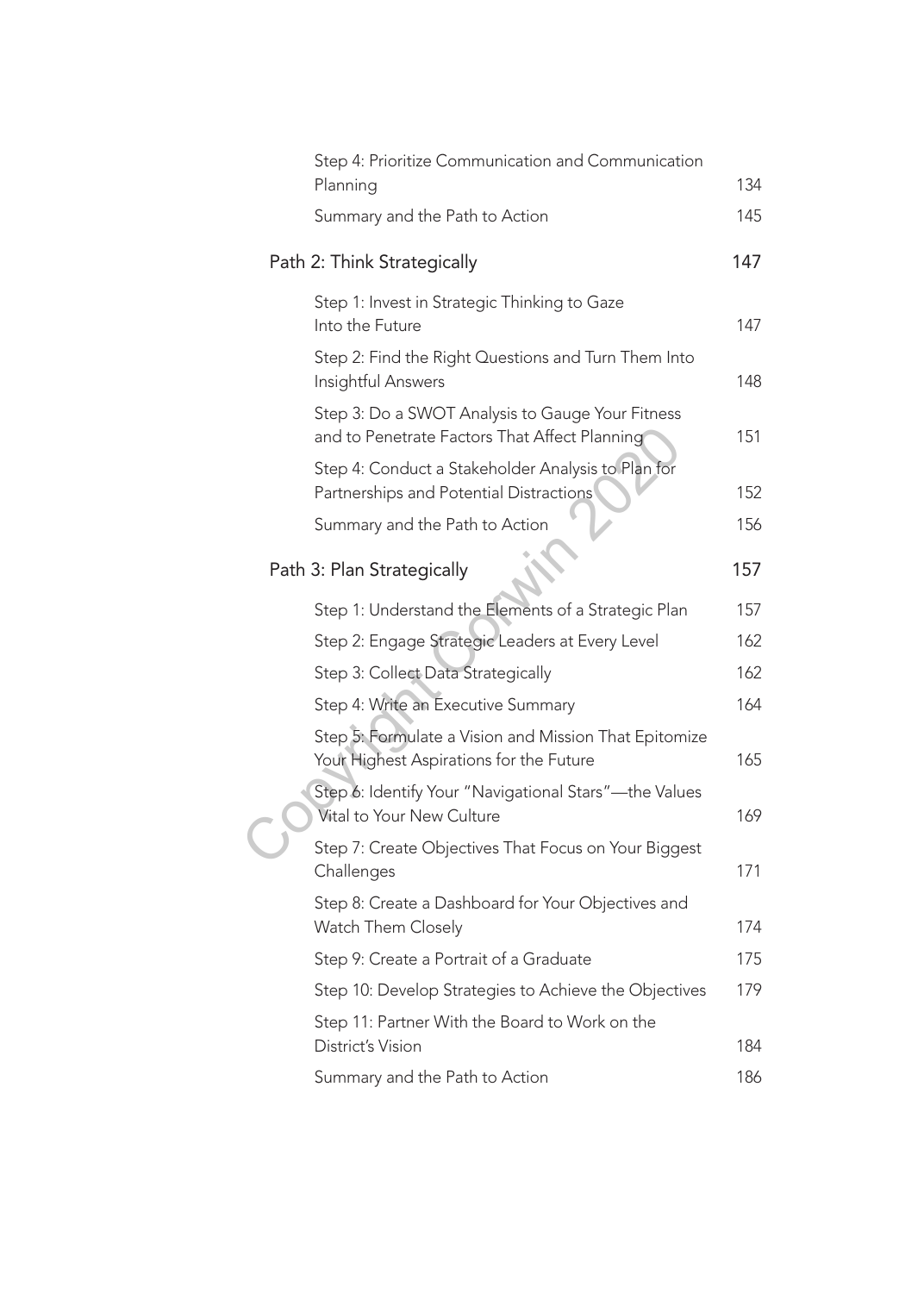Step 4: Prioritize Communication and Communication Planning 134

Summary and the Path to Action 145

## Path 2: Think Strategically 147

Step 1: Invest in Strategic Thinking to Gaze Into the Future 147

Step 2: Find the Right Questions and Turn Them Into Insightful Answers 148

Step 3: Do a SWOT Analysis to Gauge Your Fitness and to Penetrate Factors That Affect Planning 151

Step 4: Conduct a Stakeholder Analysis to Plan for Partnerships and Potential Distractions 152

Summary and the Path to Action 156

## Path 3: Plan Strategically 157

Step 1: Understand the Elements of a Strategic Plan 157

Step 2: Engage Strategic Leaders at Every Level 162

Step 3: Collect Data Strategically 162

Step 4: Write an Executive Summary 164

Step 5: Formulate a Vision and Mission That Epitomize Your Highest Aspirations for the Future 165

Step 6: Identify Your "Navigational Stars"—the Values Vital to Your New Culture 169

Step 7: Create Objectives That Focus on Your Biggest Challenges 171

Step 8: Create a Dashboard for Your Objectives and Watch Them Closely 174

Step 9: Create a Portrait of a Graduate 175

Step 10: Develop Strategies to Achieve the Objectives 179

Step 11: Partner With the Board to Work on the District's Vision 184

Summary and the Path to Action 186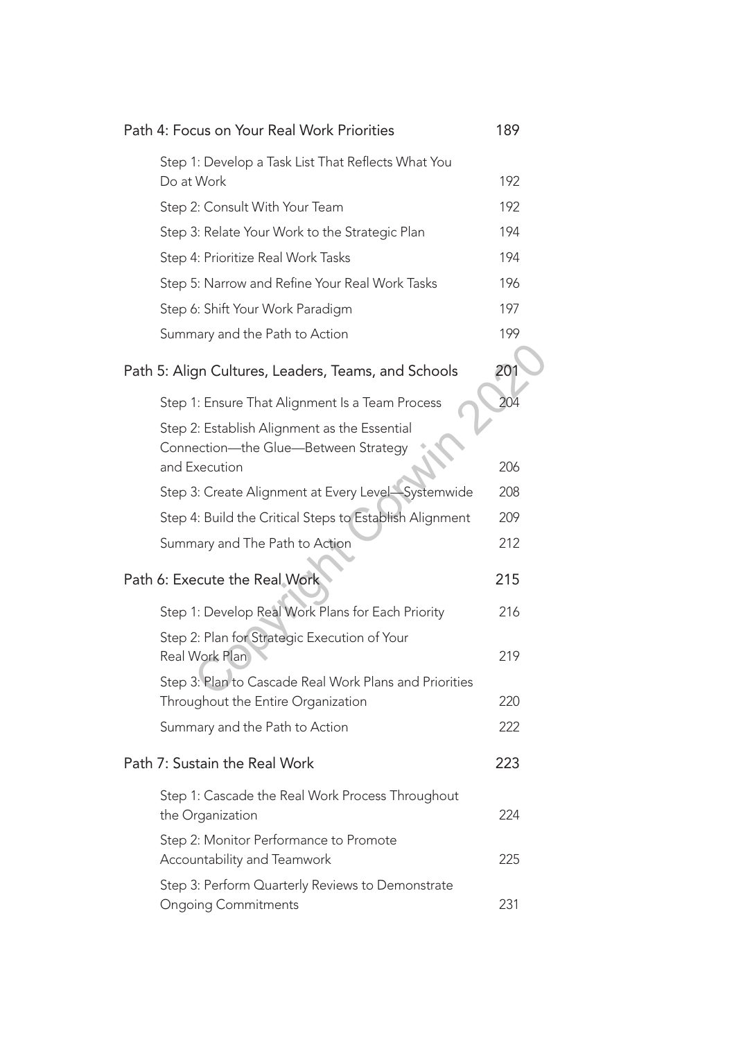Path 4: Focus on Your Real Work Priorities 189

- Step 1: Develop a Task List That Reflects What You Do at Work 192
- Step 2: Consult With Your Team 192
- Step 3: Relate Your Work to the Strategic Plan 194
- Step 4: Prioritize Real Work Tasks 194
- Step 5: Narrow and Refine Your Real Work Tasks 196
- Step 6: Shift Your Work Paradigm 197
- Summary and the Path to Action 199

Path 5: Align Cultures, Leaders, Teams, and Schools 201

- Step 1: Ensure That Alignment Is a Team Process 204
- Step 2: Establish Alignment as the Essential Connection—the Glue—Between Strategy and Execution 206
- Step 3: Create Alignment at Every Level—Systemwide 208
- Step 4: Build the Critical Steps to Establish Alignment 209
- Summary and The Path to Action 212

Path 6: Execute the Real Work 215

- Step 1: Develop Real Work Plans for Each Priority 216
- Step 2: Plan for Strategic Execution of Your Real Work Plan 219
- Step 3: Plan to Cascade Real Work Plans and Priorities Throughout the Entire Organization 220
- Summary and the Path to Action 222

Path 7: Sustain the Real Work 223

- Step 1: Cascade the Real Work Process Throughout the Organization 224
- Step 2: Monitor Performance to Promote Accountability and Teamwork 225
- Step 3: Perform Quarterly Reviews to Demonstrate Ongoing Commitments 231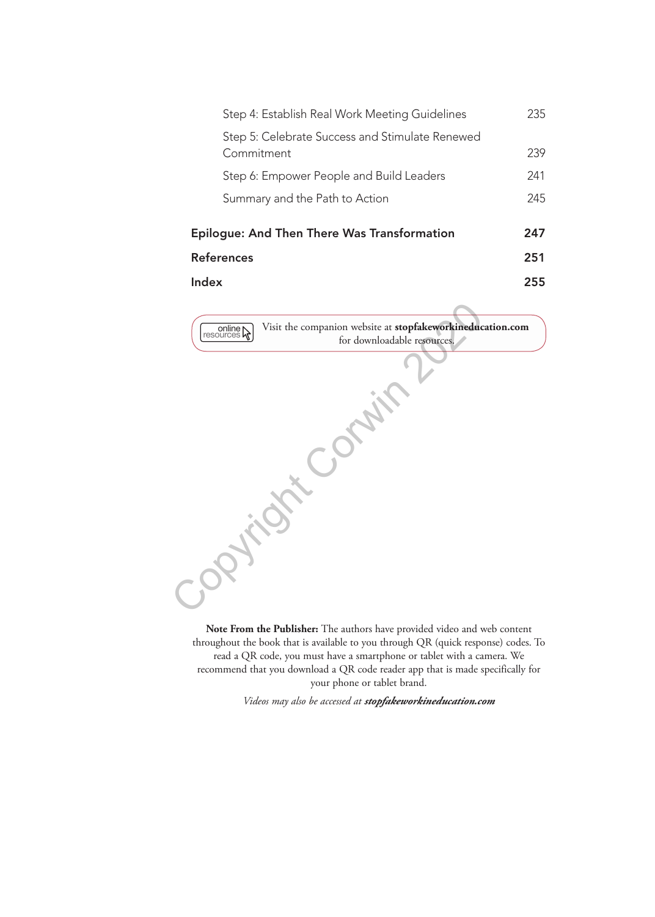Step 4: Establish Real Work Meeting Guidelines 235

Step 5: Celebrate Success and Stimulate Renewed Commitment 239

Step 6: Empower People and Build Leaders 241

Summary and the Path to Action 245

**Epilogue: And Then There Was Transformation 247**

**References 251**

**Index 255**

online resources — Visit the companion website at **stopfakeworkineducation.com** for downloadable resources.

**Note From the Publisher:** The authors have provided video and web content throughout the book that is available to you through QR (quick response) codes. To read a QR code, you must have a smartphone or tablet with a camera. We recommend that you download a QR code reader app that is made specifically for your phone or tablet brand.

*Videos may also be accessed at* ***stopfakeworkineducation.com***